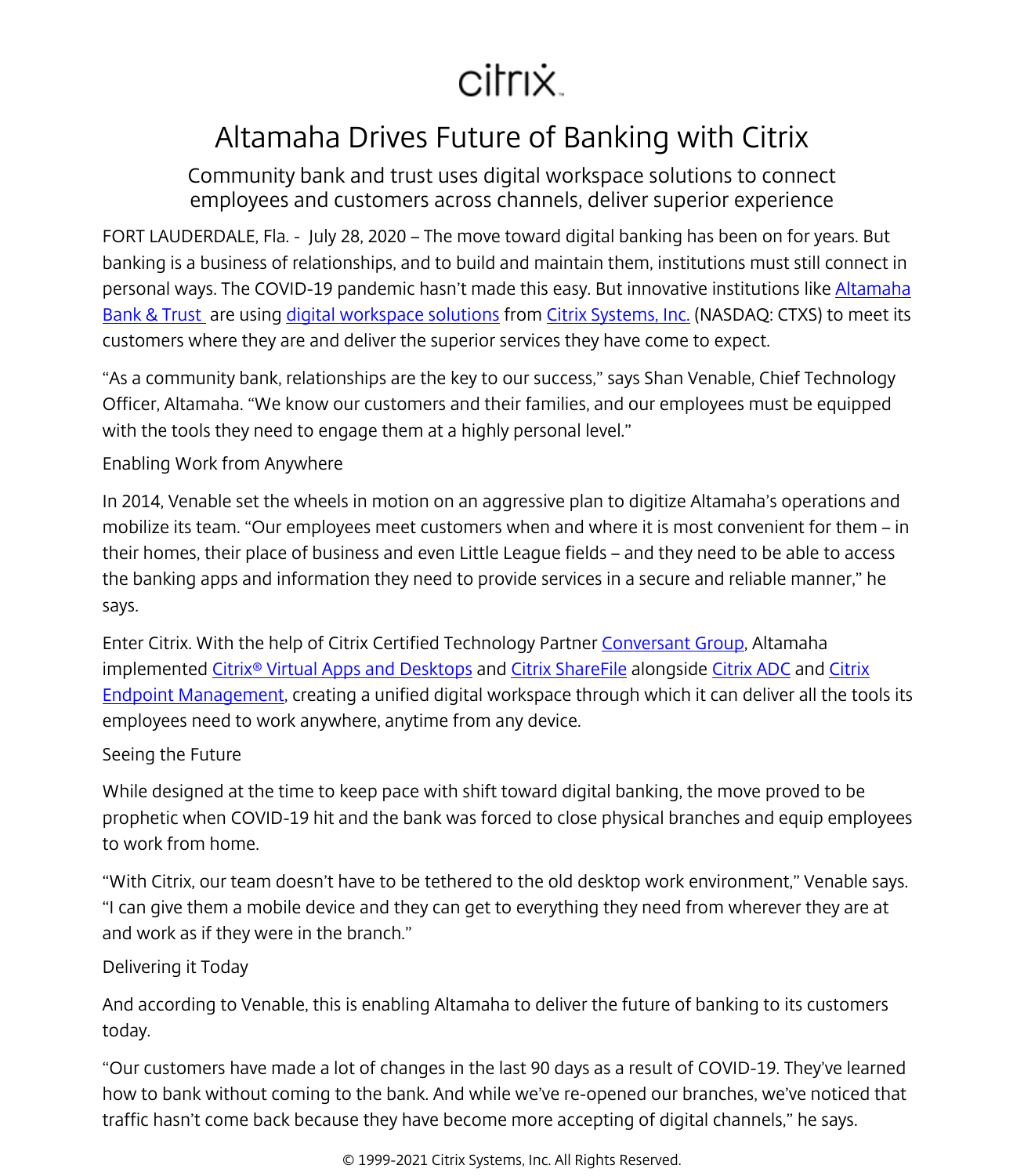citrix

# Altamaha Drives Future of Banking with Citrix

## Community bank and trust uses digital workspace solutions to connect employees and customers across channels, deliver superior experience

FORT LAUDERDALE, Fla. - July 28, 2020 – The move toward digital banking has been on for years. But banking is a business of relationships, and to build and maintain them, institutions must still connect in personal ways. The COVID-19 pandemic hasn't made this easy. But innovative institutions like Altamaha Bank & Trust are using digital workspace solutions from Citrix Systems, Inc. (NASDAQ: CTXS) to meet its customers where they are and deliver the superior services they have come to expect.

"As a community bank, relationships are the key to our success," says Shan Venable, Chief Technology Officer, Altamaha. "We know our customers and their families, and our employees must be equipped with the tools they need to engage them at a highly personal level."

### Enabling Work from Anywhere

In 2014, Venable set the wheels in motion on an aggressive plan to digitize Altamaha's operations and mobilize its team. "Our employees meet customers when and where it is most convenient for them – in their homes, their place of business and even Little League fields – and they need to be able to access the banking apps and information they need to provide services in a secure and reliable manner," he says.

Enter Citrix. With the help of Citrix Certified Technology Partner Conversant Group, Altamaha implemented Citrix® Virtual Apps and Desktops and Citrix ShareFile alongside Citrix ADC and Citrix Endpoint Management, creating a unified digital workspace through which it can deliver all the tools its employees need to work anywhere, anytime from any device.

### Seeing the Future

While designed at the time to keep pace with shift toward digital banking, the move proved to be prophetic when COVID-19 hit and the bank was forced to close physical branches and equip employees to work from home.

"With Citrix, our team doesn't have to be tethered to the old desktop work environment," Venable says. "I can give them a mobile device and they can get to everything they need from wherever they are at and work as if they were in the branch."

### Delivering it Today

And according to Venable, this is enabling Altamaha to deliver the future of banking to its customers today.

"Our customers have made a lot of changes in the last 90 days as a result of COVID-19. They've learned how to bank without coming to the bank. And while we've re-opened our branches, we've noticed that traffic hasn't come back because they have become more accepting of digital channels," he says.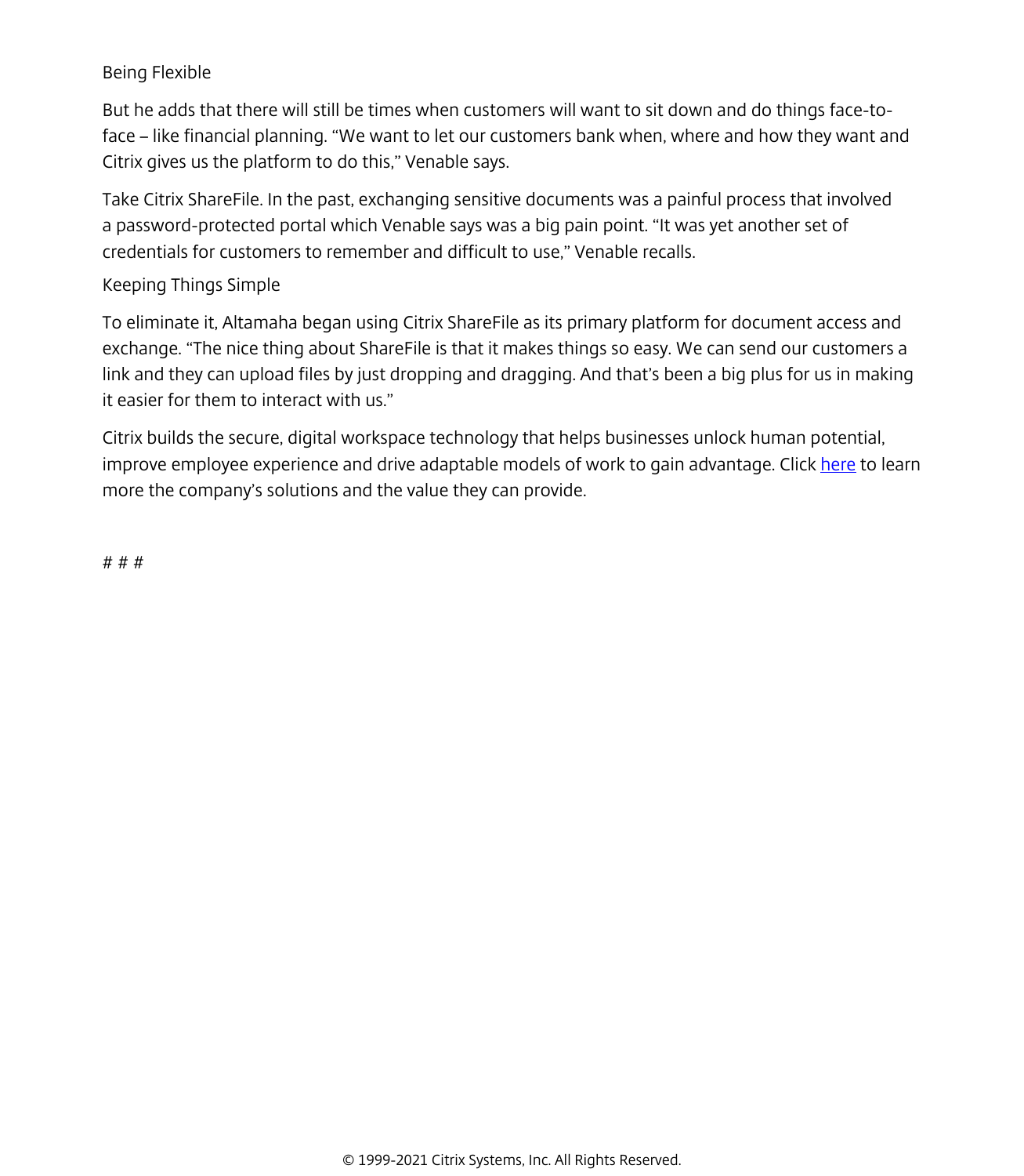## Being Flexible

But he adds that there will still be times when customers will want to sit down and do things face-to-face – like financial planning. “We want to let our customers bank when, where and how they want and Citrix gives us the platform to do this,” Venable says.

Take Citrix ShareFile. In the past, exchanging sensitive documents was a painful process that involved a password-protected portal which Venable says was a big pain point. “It was yet another set of credentials for customers to remember and difficult to use,” Venable recalls.

## Keeping Things Simple

To eliminate it, Altamaha began using Citrix ShareFile as its primary platform for document access and exchange. “The nice thing about ShareFile is that it makes things so easy. We can send our customers a link and they can upload files by just dropping and dragging. And that’s been a big plus for us in making it easier for them to interact with us.”

Citrix builds the secure, digital workspace technology that helps businesses unlock human potential, improve employee experience and drive adaptable models of work to gain advantage. Click here to learn more the company’s solutions and the value they can provide.

# # #

© 1999-2021 Citrix Systems, Inc. All Rights Reserved.